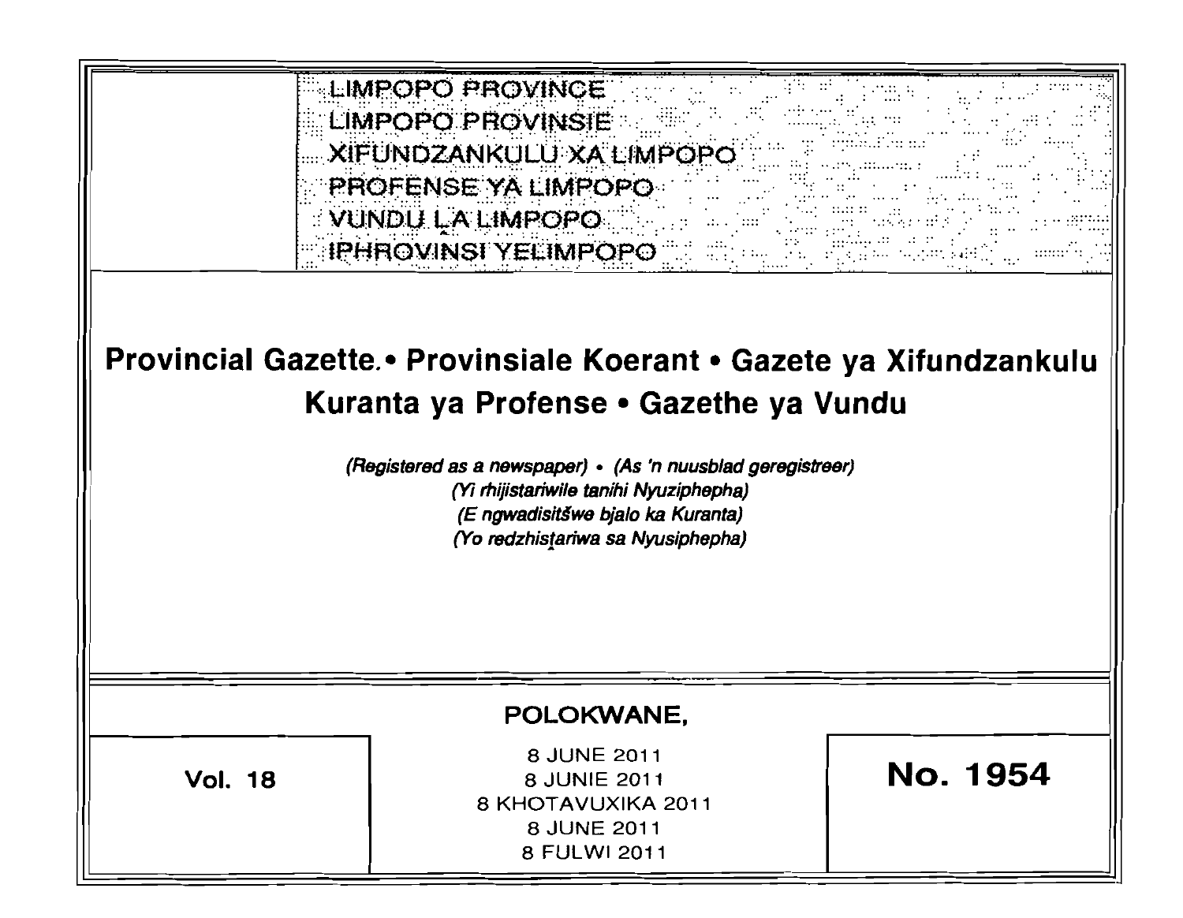LIMPOPO PROVINCE
LIMPOPO PROVINSIE
XIFUNDZANKULU XA LIMPOPO
PROFENSE YA LIMPOPO
VUNDU ḼA LIMPOPO
IPHROVINSI YELIMPOPO

# Provincial Gazette • Provinsiale Koerant • Gazete ya Xifundzankulu Kuranta ya Profense • Gazethe ya Vundu

*(Registered as a newspaper)* • *(As 'n nuusblad geregistreer)*
*(Yi rhijistariwile tanihi Nyuziphepha)*
*(E ngwadisitšwe bjalo ka Kuranta)*
*(Yo redzhistariwa sa Nyusiphepha)*

**POLOKWANE,**

**Vol. 18**

8 JUNE 2011
8 JUNIE 2011
8 KHOTAVUXIKA 2011
8 JUNE 2011
8 FULWI 2011

**No. 1954**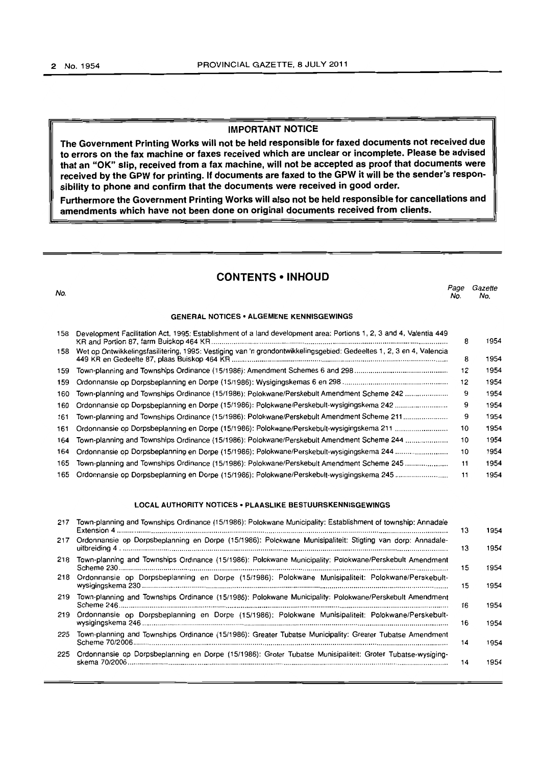**IMPORTANT NOTICE**

**The Government Printing Works will not be held responsible for faxed documents not received due to errors on the fax machine or faxes received which are unclear or incomplete. Please be advised that an "OK" slip, received from a fax machine, will not be accepted as proof that documents were received by the GPW for printing. If documents are faxed to the GPW it will be the sender's responsibility to phone and confirm that the documents were received in good order.**

**Furthermore the Government Printing Works will also not be held responsible for cancellations and amendments which have not been done on original documents received from clients.**

## CONTENTS • INHOUD

| No. | | Page No. | Gazette No. |
|---|---|---|---|
| | **GENERAL NOTICES • ALGEMENE KENNISGEWINGS** | | |
| 158 | Development Facilitation Act, 1995: Establishment of a land development area: Portions 1, 2, 3 and 4, Valentia 449 KR and Portion 87, farm Buiskop 464 KR | 8 | 1954 |
| 158 | Wet op Ontwikkelingsfasilitering, 1995: Vestiging van 'n grondontwikkelingsgebied: Gedeeltes 1, 2, 3 en 4, Valencia 449 KR en Gedeelte 87, plaas Buiskop 464 KR | 8 | 1954 |
| 159 | Town-planning and Townships Ordinance (15/1986): Amendment Schemes 6 and 298 | 12 | 1954 |
| 159 | Ordonnansie op Dorpsbeplanning en Dorpe (15/1986): Wysigingskemas 6 en 298 | 12 | 1954 |
| 160 | Town-planning and Townships Ordinance (15/1986): Polokwane/Perskebult Amendment Scheme 242 | 9 | 1954 |
| 160 | Ordonnansie op Dorpsbeplanning en Dorpe (15/1986): Polokwane/Perskebult-wysigingskema 242 | 9 | 1954 |
| 161 | Town-planning and Townships Ordinance (15/1986): Polokwane/Perskebult Amendment Scheme 211 | 9 | 1954 |
| 161 | Ordonnansie op Dorpsbeplanning en Dorpe (15/1986): Polokwane/Perskebult-wysigingskema 211 | 10 | 1954 |
| 164 | Town-planning and Townships Ordinance (15/1986): Polokwane/Perskebult Amendment Scheme 244 | 10 | 1954 |
| 164 | Ordonnansie op Dorpsbeplanning en Dorpe (15/1986): Polokwane/Perskebult-wysigingskema 244 | 10 | 1954 |
| 165 | Town-planning and Townships Ordinance (15/1986): Polokwane/Perskebult Amendment Scheme 245 | 11 | 1954 |
| 165 | Ordonnansie op Dorpsbeplanning en Dorpe (15/1986): Polokwane/Perskebult-wysigingskema 245 | 11 | 1954 |
| | **LOCAL AUTHORITY NOTICES • PLAASLIKE BESTUURSKENNISGEWINGS** | | |
| 217 | Town-planning and Townships Ordinance (15/1986): Polokwane Municipality: Establishment of township: Annadale Extension 4 | 13 | 1954 |
| 217 | Ordonnansie op Dorpsbeplanning en Dorpe (15/1986): Polokwane Munisipaliteit: Stigting van dorp: Annadale-uitbreiding 4 | 13 | 1954 |
| 218 | Town-planning and Townships Ordinance (15/1986): Polokwane Municipality: Polokwane/Perskebult Amendment Scheme 230 | 15 | 1954 |
| 218 | Ordonnansie op Dorpsbeplanning en Dorpe (15/1986): Polokwane Munisipaliteit: Polokwane/Perskebult-wysigingskema 230 | 15 | 1954 |
| 219 | Town-planning and Townships Ordinance (15/1986): Polokwane Municipality: Polokwane/Perskebult Amendment Scheme 246 | 16 | 1954 |
| 219 | Ordonnansie op Dorpsbeplanning en Dorpe (15/1986): Polokwane Munisipaliteit: Polokwane/Perskebult-wysigingskema 246 | 16 | 1954 |
| 225 | Town-planning and Townships Ordinance (15/1986): Greater Tubatse Municipality: Greater Tubatse Amendment Scheme 70/2006 | 14 | 1954 |
| 225 | Ordonnansie op Dorpsbeplanning en Dorpe (15/1986): Groter Tubatse Munisipaliteit: Groter Tubatse-wysigingskema 70/2006 | 14 | 1954 |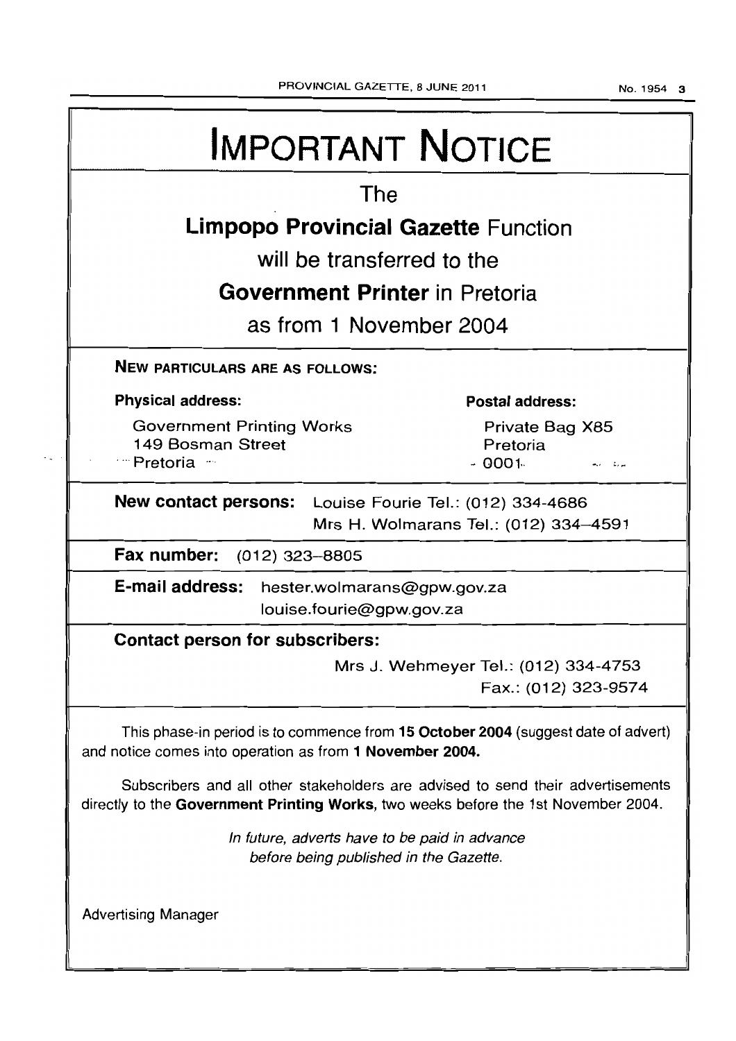# IMPORTANT NOTICE

The

**Limpopo Provincial Gazette** Function

will be transferred to the

**Government Printer** in Pretoria

as from 1 November 2004

**NEW PARTICULARS ARE AS FOLLOWS:**

**Physical address:**

Government Printing Works
149 Bosman Street
Pretoria

**Postal address:**

Private Bag X85
Pretoria
0001

**New contact persons:** Louise Fourie Tel.: (012) 334-4686
Mrs H. Wolmarans Tel.: (012) 334–4591

**Fax number:** (012) 323–8805

**E-mail address:** hester.wolmarans@gpw.gov.za
louise.fourie@gpw.gov.za

**Contact person for subscribers:**

Mrs J. Wehmeyer Tel.: (012) 334-4753
Fax.: (012) 323-9574

This phase-in period is to commence from **15 October 2004** (suggest date of advert) and notice comes into operation as from **1 November 2004.**

Subscribers and all other stakeholders are advised to send their advertisements directly to the **Government Printing Works**, two weeks before the 1st November 2004.

*In future, adverts have to be paid in advance before being published in the Gazette.*

Advertising Manager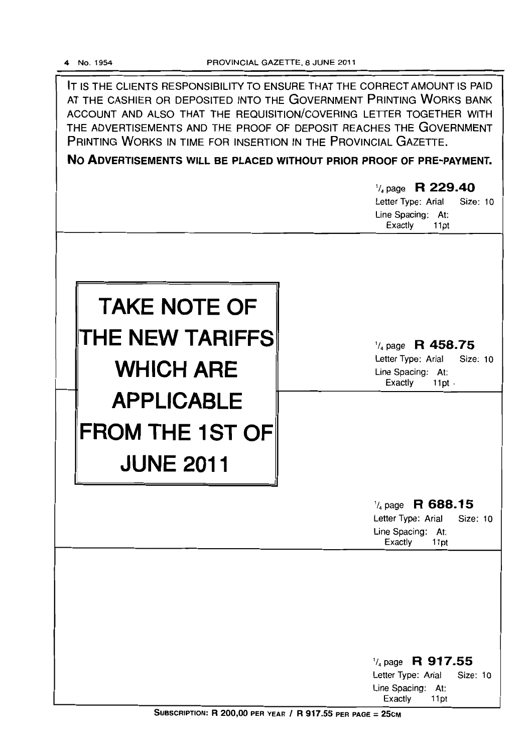IT IS THE CLIENTS RESPONSIBILITY TO ENSURE THAT THE CORRECT AMOUNT IS PAID AT THE CASHIER OR DEPOSITED INTO THE GOVERNMENT PRINTING WORKS BANK ACCOUNT AND ALSO THAT THE REQUISITION/COVERING LETTER TOGETHER WITH THE ADVERTISEMENTS AND THE PROOF OF DEPOSIT REACHES THE GOVERNMENT PRINTING WORKS IN TIME FOR INSERTION IN THE PROVINCIAL GAZETTE.

**NO ADVERTISEMENTS WILL BE PLACED WITHOUT PRIOR PROOF OF PRE-PAYMENT.**

¼ page **R 229.40**
Letter Type: Arial Size: 10
Line Spacing: At: Exactly 11pt

# TAKE NOTE OF THE NEW TARIFFS WHICH ARE APPLICABLE FROM THE 1ST OF JUNE 2011

¼ page **R 458.75**
Letter Type: Arial Size: 10
Line Spacing: At: Exactly 11pt

¼ page **R 688.15**
Letter Type: Arial Size: 10
Line Spacing: At: Exactly 11pt

¼ page **R 917.55**
Letter Type: Arial Size: 10
Line Spacing: At: Exactly 11pt

**SUBSCRIPTION: R 200,00 PER YEAR / R 917.55 PER PAGE = 25CM**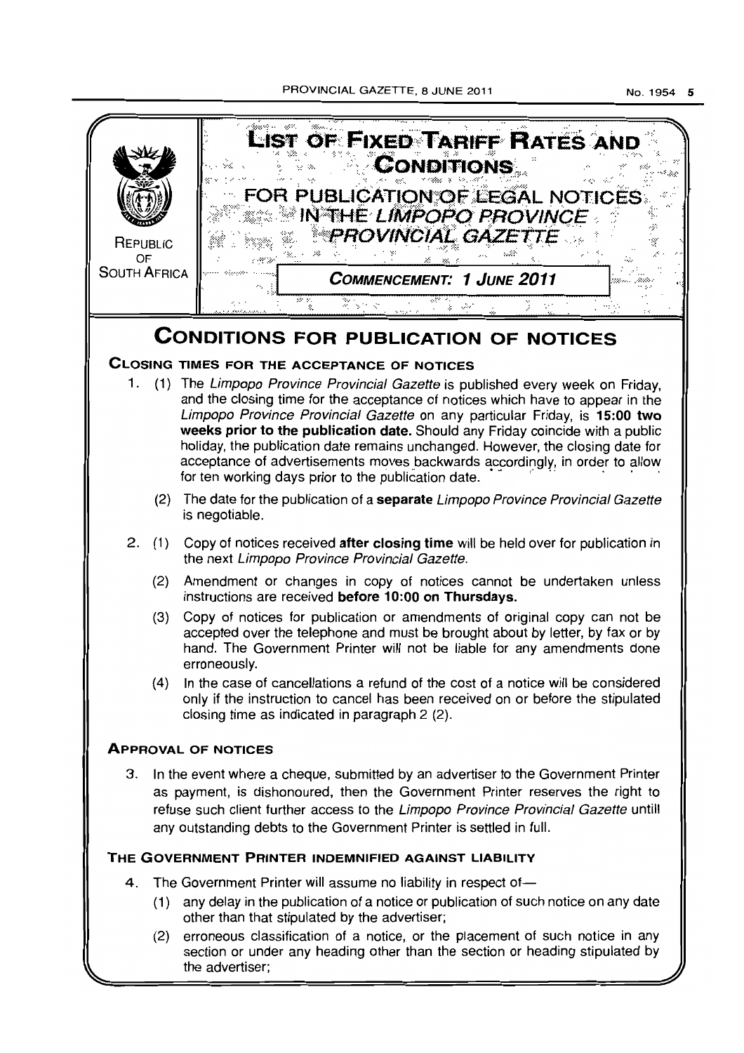# LIST OF FIXED TARIFF RATES AND CONDITIONS

## FOR PUBLICATION OF LEGAL NOTICES IN THE *LIMPOPO PROVINCE PROVINCIAL GAZETTE*

REPUBLIC OF SOUTH AFRICA

***COMMENCEMENT: 1 JUNE 2011***

# CONDITIONS FOR PUBLICATION OF NOTICES

## CLOSING TIMES FOR THE ACCEPTANCE OF NOTICES

1. (1) The *Limpopo Province Provincial Gazette* is published every week on Friday, and the closing time for the acceptance of notices which have to appear in the *Limpopo Province Provincial Gazette* on any particular Friday, is **15:00 two weeks prior to the publication date.** Should any Friday coincide with a public holiday, the publication date remains unchanged. However, the closing date for acceptance of advertisements moves backwards accordingly, in order to allow for ten working days prior to the publication date.

   (2) The date for the publication of a **separate** *Limpopo Province Provincial Gazette* is negotiable.

2. (1) Copy of notices received **after closing time** will be held over for publication in the next *Limpopo Province Provincial Gazette.*

   (2) Amendment or changes in copy of notices cannot be undertaken unless instructions are received **before 10:00 on Thursdays.**

   (3) Copy of notices for publication or amendments of original copy can not be accepted over the telephone and must be brought about by letter, by fax or by hand. The Government Printer will not be liable for any amendments done erroneously.

   (4) In the case of cancellations a refund of the cost of a notice will be considered only if the instruction to cancel has been received on or before the stipulated closing time as indicated in paragraph 2 (2).

## APPROVAL OF NOTICES

3. In the event where a cheque, submitted by an advertiser to the Government Printer as payment, is dishonoured, then the Government Printer reserves the right to refuse such client further access to the *Limpopo Province Provincial Gazette* untill any outstanding debts to the Government Printer is settled in full.

## THE GOVERNMENT PRINTER INDEMNIFIED AGAINST LIABILITY

4. The Government Printer will assume no liability in respect of—

   (1) any delay in the publication of a notice or publication of such notice on any date other than that stipulated by the advertiser;

   (2) erroneous classification of a notice, or the placement of such notice in any section or under any heading other than the section or heading stipulated by the advertiser;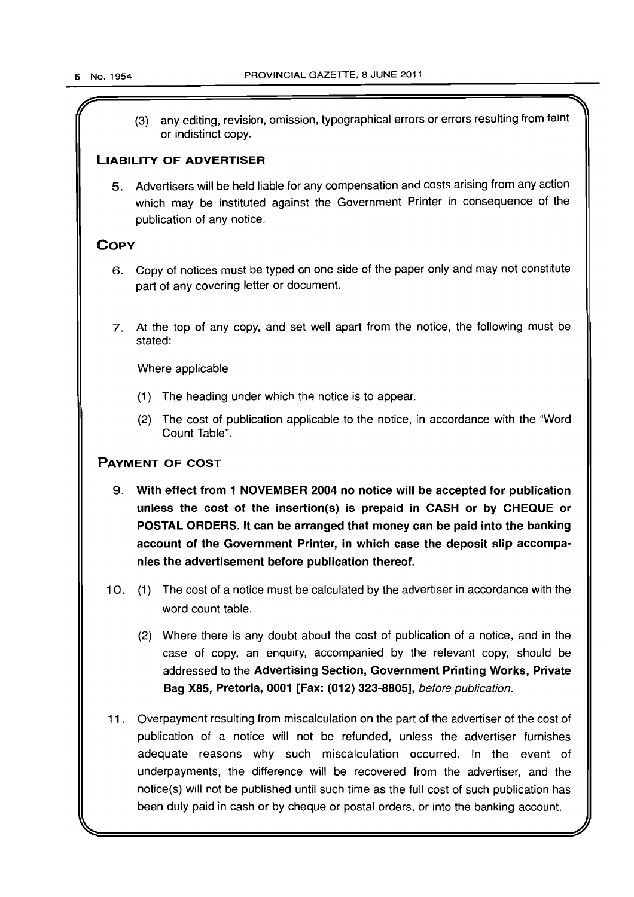(3) any editing, revision, omission, typographical errors or errors resulting from faint or indistinct copy.

## LIABILITY OF ADVERTISER

5. Advertisers will be held liable for any compensation and costs arising from any action which may be instituted against the Government Printer in consequence of the publication of any notice.

## COPY

6. Copy of notices must be typed on one side of the paper only and may not constitute part of any covering letter or document.

7. At the top of any copy, and set well apart from the notice, the following must be stated:

   Where applicable

   (1) The heading under which the notice is to appear.

   (2) The cost of publication applicable to the notice, in accordance with the "Word Count Table".

## PAYMENT OF COST

9. **With effect from 1 NOVEMBER 2004 no notice will be accepted for publication unless the cost of the insertion(s) is prepaid in CASH or by CHEQUE or POSTAL ORDERS. It can be arranged that money can be paid into the banking account of the Government Printer, in which case the deposit slip accompanies the advertisement before publication thereof.**

10. (1) The cost of a notice must be calculated by the advertiser in accordance with the word count table.

    (2) Where there is any doubt about the cost of publication of a notice, and in the case of copy, an enquiry, accompanied by the relevant copy, should be addressed to the **Advertising Section, Government Printing Works, Private Bag X85, Pretoria, 0001 [Fax: (012) 323-8805],** *before publication.*

11. Overpayment resulting from miscalculation on the part of the advertiser of the cost of publication of a notice will not be refunded, unless the advertiser furnishes adequate reasons why such miscalculation occurred. In the event of underpayments, the difference will be recovered from the advertiser, and the notice(s) will not be published until such time as the full cost of such publication has been duly paid in cash or by cheque or postal orders, or into the banking account.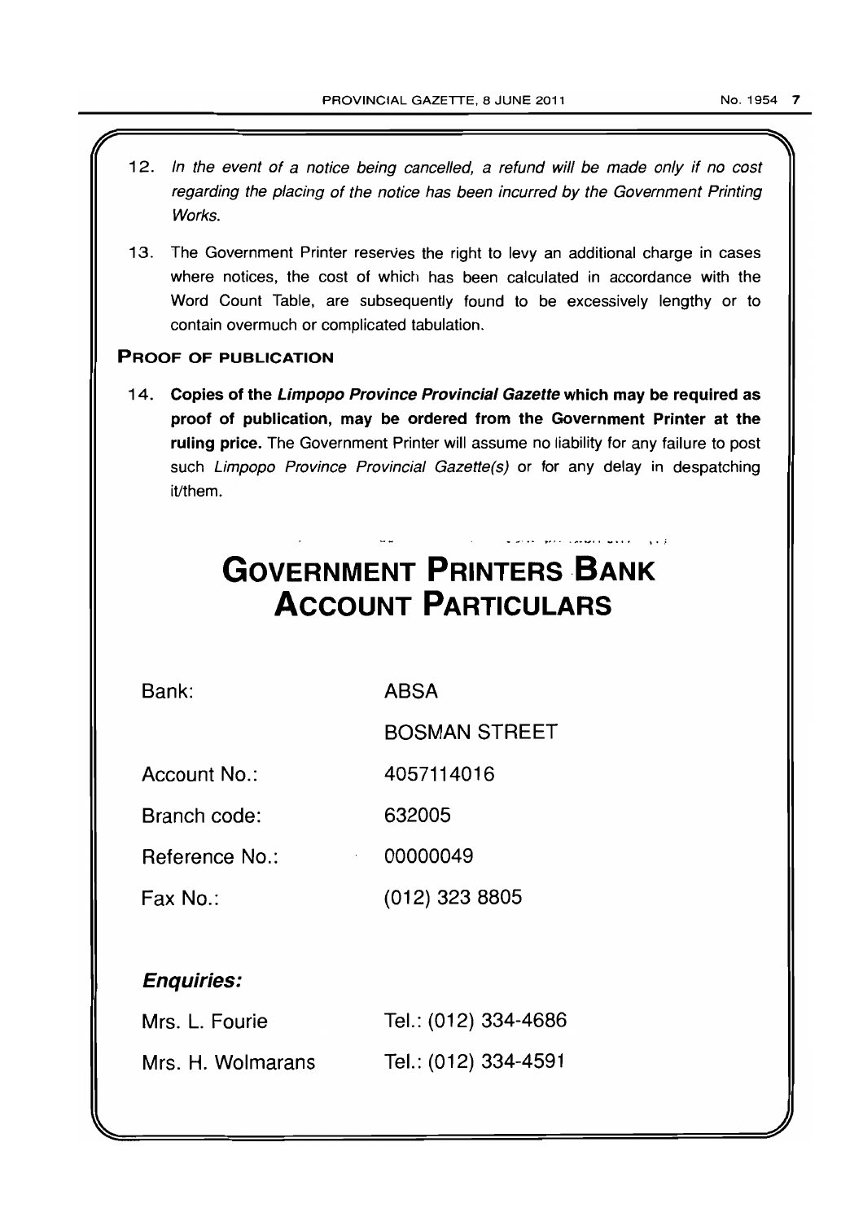12. *In the event of a notice being cancelled, a refund will be made only if no cost regarding the placing of the notice has been incurred by the Government Printing Works.*

13. The Government Printer reserves the right to levy an additional charge in cases where notices, the cost of which has been calculated in accordance with the Word Count Table, are subsequently found to be excessively lengthy or to contain overmuch or complicated tabulation.

## PROOF OF PUBLICATION

14. **Copies of the *Limpopo Province Provincial Gazette* which may be required as proof of publication, may be ordered from the Government Printer at the ruling price.** The Government Printer will assume no liability for any failure to post such *Limpopo Province Provincial Gazette(s)* or for any delay in despatching it/them.

# GOVERNMENT PRINTERS BANK ACCOUNT PARTICULARS

| | |
|---|---|
| Bank: | ABSA |
| | BOSMAN STREET |
| Account No.: | 4057114016 |
| Branch code: | 632005 |
| Reference No.: | 00000049 |
| Fax No.: | (012) 323 8805 |

***Enquiries:***

| | |
|---|---|
| Mrs. L. Fourie | Tel.: (012) 334-4686 |
| Mrs. H. Wolmarans | Tel.: (012) 334-4591 |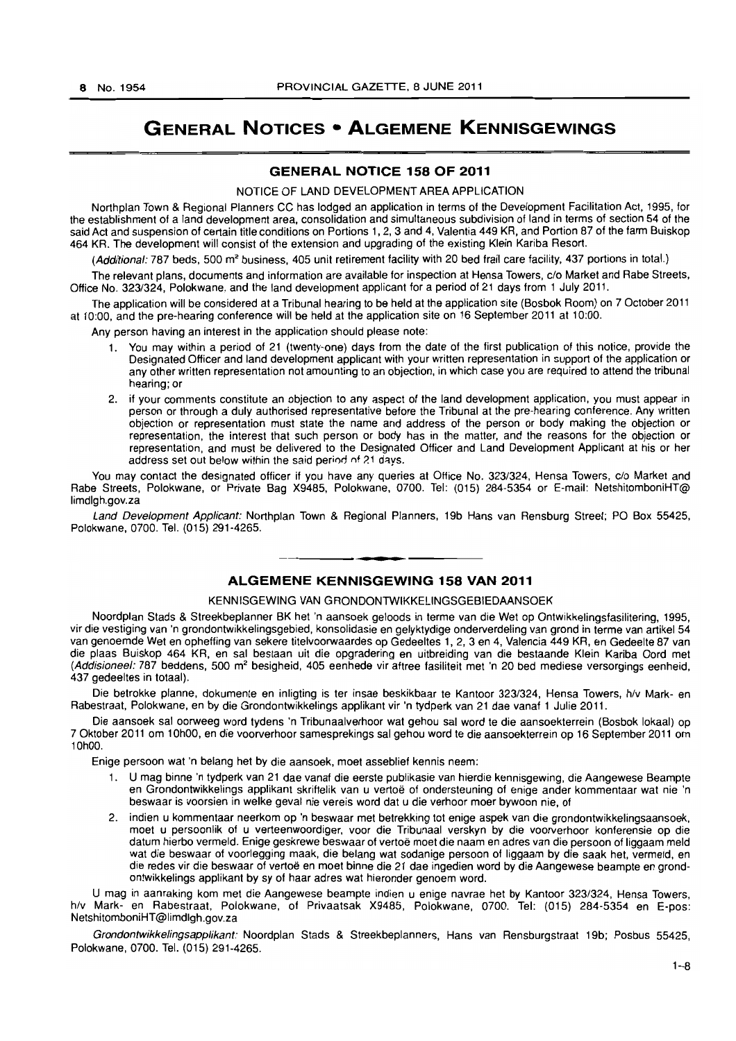# GENERAL NOTICES • ALGEMENE KENNISGEWINGS

## GENERAL NOTICE 158 OF 2011

NOTICE OF LAND DEVELOPMENT AREA APPLICATION

Northplan Town & Regional Planners CC has lodged an application in terms of the Development Facilitation Act, 1995, for the establishment of a land development area, consolidation and simultaneous subdivision of land in terms of section 54 of the said Act and suspension of certain title conditions on Portions 1, 2, 3 and 4, Valentia 449 KR, and Portion 87 of the farm Buiskop 464 KR. The development will consist of the extension and upgrading of the existing Klein Kariba Resort.

(*Additional:* 787 beds, 500 m² business, 405 unit retirement facility with 20 bed frail care facility, 437 portions in total.)

The relevant plans, documents and information are available for inspection at Hensa Towers, c/o Market and Rabe Streets, Office No. 323/324, Polokwane, and the land development applicant for a period of 21 days from 1 July 2011.

The application will be considered at a Tribunal hearing to be held at the application site (Bosbok Room) on 7 October 2011 at 10:00, and the pre-hearing conference will be held at the application site on 16 September 2011 at 10:00.

Any person having an interest in the application should please note:

1. You may within a period of 21 (twenty-one) days from the date of the first publication of this notice, provide the Designated Officer and land development applicant with your written representation in support of the application or any other written representation not amounting to an objection, in which case you are required to attend the tribunal hearing; or
2. if your comments constitute an objection to any aspect of the land development application, you must appear in person or through a duly authorised representative before the Tribunal at the pre-hearing conference. Any written objection or representation must state the name and address of the person or body making the objection or representation, the interest that such person or body has in the matter, and the reasons for the objection or representation, and must be delivered to the Designated Officer and Land Development Applicant at his or her address set out below within the said period of 21 days.

You may contact the designated officer if you have any queries at Office No. 323/324, Hensa Towers, c/o Market and Rabe Streets, Polokwane, or Private Bag X9485, Polokwane, 0700. Tel: (015) 284-5354 or E-mail: NetshitomboniHT@limdlgh.gov.za

*Land Development Applicant:* Northplan Town & Regional Planners, 19b Hans van Rensburg Street; PO Box 55425, Polokwane, 0700. Tel. (015) 291-4265.

---

## ALGEMENE KENNISGEWING 158 VAN 2011

KENNISGEWING VAN GRONDONTWIKKELINGSGEBIEDAANSOEK

Noordplan Stads & Streekbeplanner BK het 'n aansoek geloods in terme van die Wet op Ontwikkelingsfasilitering, 1995, vir die vestiging van 'n grondontwikkelingsgebied, konsolidasie en gelyktydige onderverdeling van grond in terme van artikel 54 van genoemde Wet en opheffing van sekere titelvoorwaardes op Gedeeltes 1, 2, 3 en 4, Valencia 449 KR, en Gedeelte 87 van die plaas Buiskop 464 KR, en sal bestaan uit die opgradering en uitbreiding van die bestaande Klein Kariba Oord met (*Addisioneel:* 787 beddens, 500 m² besigheid, 405 eenhede vir aftree fasiliteit met 'n 20 bed mediese versorgings eenheid, 437 gedeeltes in totaal).

Die betrokke planne, dokumente en inligting is ter insae beskikbaar te Kantoor 323/324, Hensa Towers, h/v Mark- en Rabestraat, Polokwane, en by die Grondontwikkelings applikant vir 'n tydperk van 21 dae vanaf 1 Julie 2011.

Die aansoek sal oorweeg word tydens 'n Tribunaalverhoor wat gehou sal word te die aansoekterrein (Bosbok lokaal) op 7 Oktober 2011 om 10h00, en die voorverhoor samesprekings sal gehou word te die aansoekterrein op 16 September 2011 om 10h00.

Enige persoon wat 'n belang het by die aansoek, moet asseblief kennis neem:

1. U mag binne 'n tydperk van 21 dae vanaf die eerste publikasie van hierdie kennisgewing, die Aangewese Beampte en Grondontwikkelings applikant skriftelik van u vertoë of ondersteuning of enige ander kommentaar wat nie 'n beswaar is voorsien in welke geval nie vereis word dat u die verhoor moet bywoon nie, of
2. indien u kommentaar neerkom op 'n beswaar met betrekking tot enige aspek van die grondontwikkelingsaansoek, moet u persoonlik of u verteenwoordiger, voor die Tribunaal verskyn by die voorverhoor konferensie op die datum hierbo vermeld. Enige geskrewe beswaar of vertoë moet die naam en adres van die persoon of liggaam meld wat die beswaar of voorlegging maak, die belang wat sodanige persoon of liggaam by die saak het, vermeld, en die redes vir die beswaar of vertoë en moet binne die 21 dae ingedien word by die Aangewese beampte en grondontwikkelings applikant by sy of haar adres wat hieronder genoem word.

U mag in aanraking kom met die Aangewese beampte indien u enige navrae het by Kantoor 323/324, Hensa Towers, h/v Mark- en Rabestraat, Polokwane, of Privaatsak X9485, Polokwane, 0700. Tel: (015) 284-5354 en E-pos: NetshitomboniHT@limdlgh.gov.za

*Grondontwikkelingsapplikant:* Noordplan Stads & Streekbeplanners, Hans van Rensburgstraat 19b; Posbus 55425, Polokwane, 0700. Tel. (015) 291-4265.

1–8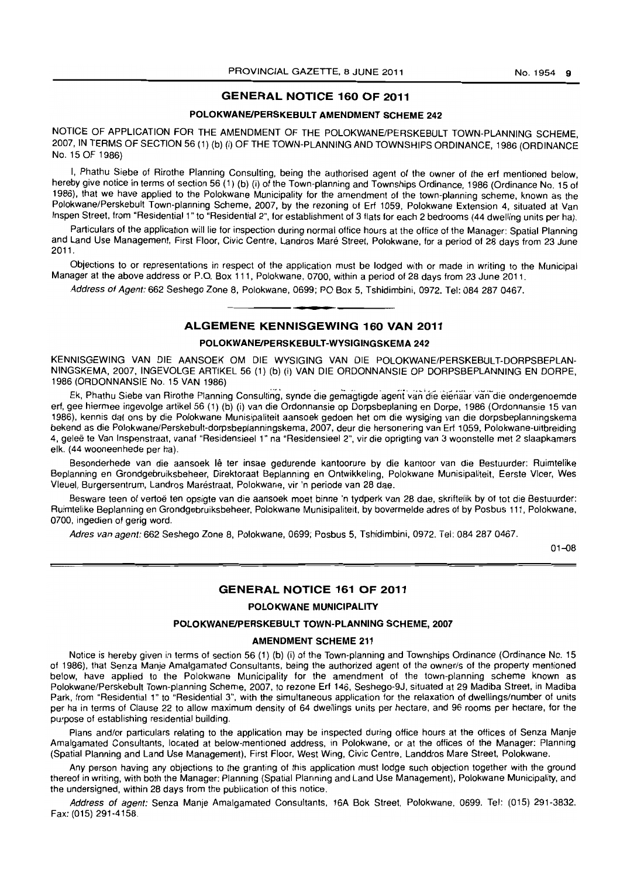## GENERAL NOTICE 160 OF 2011

### POLOKWANE/PERSKEBULT AMENDMENT SCHEME 242

NOTICE OF APPLICATION FOR THE AMENDMENT OF THE POLOKWANE/PERSKEBULT TOWN-PLANNING SCHEME, 2007, IN TERMS OF SECTION 56 (1) (b) (i) OF THE TOWN-PLANNING AND TOWNSHIPS ORDINANCE, 1986 (ORDINANCE No. 15 OF 1986)

I, Phathu Siebe of Rirothe Planning Consulting, being the authorised agent of the owner of the erf mentioned below, hereby give notice in terms of section 56 (1) (b) (i) of the Town-planning and Townships Ordinance, 1986 (Ordinance No. 15 of 1986), that we have applied to the Polokwane Municipality for the amendment of the town-planning scheme, known as the Polokwane/Perskebult Town-planning Scheme, 2007, by the rezoning of Erf 1059, Polokwane Extension 4, situated at Van Inspen Street, from "Residential 1" to "Residential 2", for establishment of 3 flats for each 2 bedrooms (44 dwelling units per ha).

Particulars of the application will lie for inspection during normal office hours at the office of the Manager: Spatial Planning and Land Use Management, First Floor, Civic Centre, Landros Maré Street, Polokwane, for a period of 28 days from 23 June 2011.

Objections to or representations in respect of the application must be lodged with or made in writing to the Municipal Manager at the above address or P.O. Box 111, Polokwane, 0700, within a period of 28 days from 23 June 2011.

*Address of Agent:* 662 Seshego Zone 8, Polokwane, 0699; PO Box 5, Tshidimbini, 0972. Tel: 084 287 0467.

---

## ALGEMENE KENNISGEWING 160 VAN 2011

### POLOKWANE/PERSKEBULT-WYSIGINGSKEMA 242

KENNISGEWING VAN DIE AANSOEK OM DIE WYSIGING VAN DIE POLOKWANE/PERSKEBULT-DORPSBEPLANNINGSKEMA, 2007, INGEVOLGE ARTIKEL 56 (1) (b) (i) VAN DIE ORDONNANSIE OP DORPSBEPLANNING EN DORPE, 1986 (ORDONNANSIE No. 15 VAN 1986)

Ek, Phathu Siebe van Rirothe Planning Consulting, synde die gemagtigde agent van die eienaar van die ondergenoemde erf, gee hiermee ingevolge artikel 56 (1) (b) (i) van die Ordonnansie op Dorpsbeplaning en Dorpe, 1986 (Ordonnansie 15 van 1986), kennis dat ons by die Polokwane Munisipaliteit aansoek gedoen het om die wysiging van die dorpsbeplanningskema bekend as die Polokwane/Perskebult-dorpsbeplanningskema, 2007, deur die hersonering van Erf 1059, Polokwane-uitbreiding 4, geleë te Van Inspenstraat, vanaf "Residensieel 1" na "Residensieel 2", vir die oprigting van 3 woonstelle met 2 slaapkamers elk. (44 wooneenhede per ha).

Besonderhede van die aansoek lê ter insae gedurende kantoorure by die kantoor van die Bestuurder: Ruimtelike Beplanning en Grondgebruiksbeheer, Direktoraat Beplanning en Ontwikkeling, Polokwane Munisipaliteit, Eerste Vloer, Wes Vleuel, Burgersentrum, Landros Maréstraat, Polokwane, vir 'n periode van 28 dae.

Besware teen of vertoë ten opsigte van die aansoek moet binne 'n tydperk van 28 dae, skriftelik by of tot die Bestuurder: Ruimtelike Beplanning en Grondgebruiksbeheer, Polokwane Munisipaliteit, by bovermelde adres of by Posbus 111, Polokwane, 0700, ingedien of gerig word.

*Adres van agent:* 662 Seshego Zone 8, Polokwane, 0699; Posbus 5, Tshidimbini, 0972. Tel: 084 287 0467.

01–08

---

## GENERAL NOTICE 161 OF 2011

### POLOKWANE MUNICIPALITY

### POLOKWANE/PERSKEBULT TOWN-PLANNING SCHEME, 2007

### AMENDMENT SCHEME 211

Notice is hereby given in terms of section 56 (1) (b) (i) of the Town-planning and Townships Ordinance (Ordinance No. 15 of 1986), that Senza Manje Amalgamated Consultants, being the authorized agent of the owner/s of the property mentioned below, have applied to the Polokwane Municipality for the amendment of the town-planning scheme known as Polokwane/Perskebult Town-planning Scheme, 2007, to rezone Erf 146, Seshego-9J, situated at 29 Madiba Street, in Madiba Park, from "Residential 1" to "Residential 3", with the simultaneous application for the relaxation of dwellings/number of units per ha in terms of Clause 22 to allow maximum density of 64 dwellings units per hectare, and 96 rooms per hectare, for the purpose of establishing residential building.

Plans and/or particulars relating to the application may be inspected during office hours at the offices of Senza Manje Amalgamated Consultants, located at below-mentioned address, in Polokwane, or at the offices of the Manager: Planning (Spatial Planning and Land Use Management), First Floor, West Wing, Civic Centre, Landdros Mare Street, Polokwane.

Any person having any objections to the granting of this application must lodge such objection together with the ground thereof in writing, with both the Manager: Planning (Spatial Planning and Land Use Management), Polokwane Municipality, and the undersigned, within 28 days from the publication of this notice.

*Address of agent:* Senza Manje Amalgamated Consultants, 16A Bok Street, Polokwane, 0699. Tel: (015) 291-3832. Fax: (015) 291-4158.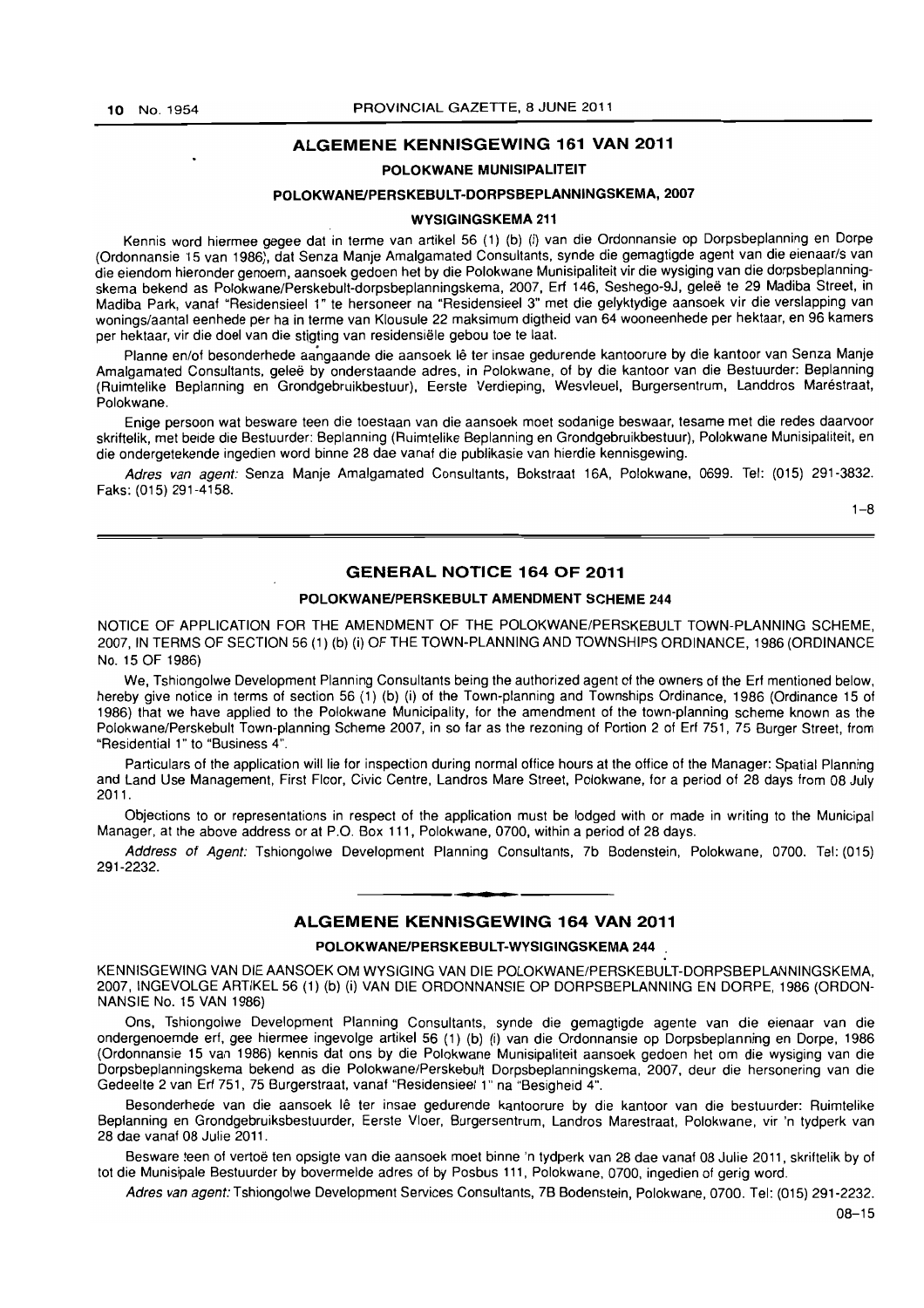## ALGEMENE KENNISGEWING 161 VAN 2011

### POLOKWANE MUNISIPALITEIT

### POLOKWANE/PERSKEBULT-DORPSBEPLANNINGSKEMA, 2007

### WYSIGINGSKEMA 211

Kennis word hiermee gegee dat in terme van artikel 56 (1) (b) (i) van die Ordonnansie op Dorpsbeplanning en Dorpe (Ordonnansie 15 van 1986), dat Senza Manje Amalgamated Consultants, synde die gemagtigde agent van die eienaar/s van die eiendom hieronder genoem, aansoek gedoen het by die Polokwane Munisipaliteit vir die wysiging van die dorpsbeplanningskema bekend as Polokwane/Perskebult-dorpsbeplanningskema, 2007, Erf 146, Seshego-9J, geleë te 29 Madiba Street, in Madiba Park, vanaf "Residensieel 1" te hersoneer na "Residensieel 3" met die gelyktydige aansoek vir die verslapping van wonings/aantal eenhede per ha in terme van Klousule 22 maksimum digtheid van 64 wooneenhede per hektaar, en 96 kamers per hektaar, vir die doel van die stigting van residensiële gebou toe te laat.

Planne en/of besonderhede aangaande die aansoek lê ter insae gedurende kantoorure by die kantoor van Senza Manje Amalgamated Consultants, geleë by onderstaande adres, in Polokwane, of by die kantoor van die Bestuurder: Beplanning (Ruimtelike Beplanning en Grondgebruikbestuur), Eerste Verdieping, Wesvleuel, Burgersentrum, Landdros Maréstraat, Polokwane.

Enige persoon wat besware teen die toestaan van die aansoek moet sodanige beswaar, tesame met die redes daarvoor skriftelik, met beide die Bestuurder: Beplanning (Ruimtelike Beplanning en Grondgebruikbestuur), Polokwane Munisipaliteit, en die ondergetekende ingedien word binne 28 dae vanaf die publikasie van hierdie kennisgewing.

*Adres van agent:* Senza Manje Amalgamated Consultants, Bokstraat 16A, Polokwane, 0699. Tel: (015) 291-3832. Faks: (015) 291-4158.

1–8

---

## GENERAL NOTICE 164 OF 2011

### POLOKWANE/PERSKEBULT AMENDMENT SCHEME 244

NOTICE OF APPLICATION FOR THE AMENDMENT OF THE POLOKWANE/PERSKEBULT TOWN-PLANNING SCHEME, 2007, IN TERMS OF SECTION 56 (1) (b) (i) OF THE TOWN-PLANNING AND TOWNSHIPS ORDINANCE, 1986 (ORDINANCE No. 15 OF 1986)

We, Tshiongolwe Development Planning Consultants being the authorized agent of the owners of the Erf mentioned below, hereby give notice in terms of section 56 (1) (b) (i) of the Town-planning and Townships Ordinance, 1986 (Ordinance 15 of 1986) that we have applied to the Polokwane Municipality, for the amendment of the town-planning scheme known as the Polokwane/Perskebult Town-planning Scheme 2007, in so far as the rezoning of Portion 2 of Erf 751, 75 Burger Street, from "Residential 1" to "Business 4".

Particulars of the application will lie for inspection during normal office hours at the office of the Manager: Spatial Planning and Land Use Management, First Floor, Civic Centre, Landros Mare Street, Polokwane, for a period of 28 days from 08 July 2011.

Objections to or representations in respect of the application must be lodged with or made in writing to the Municipal Manager, at the above address or at P.O. Box 111, Polokwane, 0700, within a period of 28 days.

*Address of Agent:* Tshiongolwe Development Planning Consultants, 7b Bodenstein, Polokwane, 0700. Tel: (015) 291-2232.

---

## ALGEMENE KENNISGEWING 164 VAN 2011

### POLOKWANE/PERSKEBULT-WYSIGINGSKEMA 244

KENNISGEWING VAN DIE AANSOEK OM WYSIGING VAN DIE POLOKWANE/PERSKEBULT-DORPSBEPLANNINGSKEMA, 2007, INGEVOLGE ARTIKEL 56 (1) (b) (i) VAN DIE ORDONNANSIE OP DORPSBEPLANNING EN DORPE, 1986 (ORDONNANSIE No. 15 VAN 1986)

Ons, Tshiongolwe Development Planning Consultants, synde die gemagtigde agente van die eienaar van die ondergenoemde erf, gee hiermee ingevolge artikel 56 (1) (b) (i) van die Ordonnansie op Dorpsbeplanning en Dorpe, 1986 (Ordonnansie 15 van 1986) kennis dat ons by die Polokwane Munisipaliteit aansoek gedoen het om die wysiging van die Dorpsbeplanningskema bekend as die Polokwane/Perskebult Dorpsbeplanningskema, 2007, deur die hersonering van die Gedeelte 2 van Erf 751, 75 Burgerstraat, vanaf "Residensieel 1" na "Besigheid 4".

Besonderhede van die aansoek lê ter insae gedurende kantoorure by die kantoor van die bestuurder: Ruimtelike Beplanning en Grondgebruiksbestuurder, Eerste Vloer, Burgersentrum, Landros Marestraat, Polokwane, vir 'n tydperk van 28 dae vanaf 08 Julie 2011.

Besware teen of vertoë ten opsigte van die aansoek moet binne 'n tydperk van 28 dae vanaf 08 Julie 2011, skriftelik by of tot die Munisipale Bestuurder by bovermelde adres of by Posbus 111, Polokwane, 0700, ingedien of gerig word.

*Adres van agent:* Tshiongolwe Development Services Consultants, 7B Bodenstein, Polokwane, 0700. Tel: (015) 291-2232.

08–15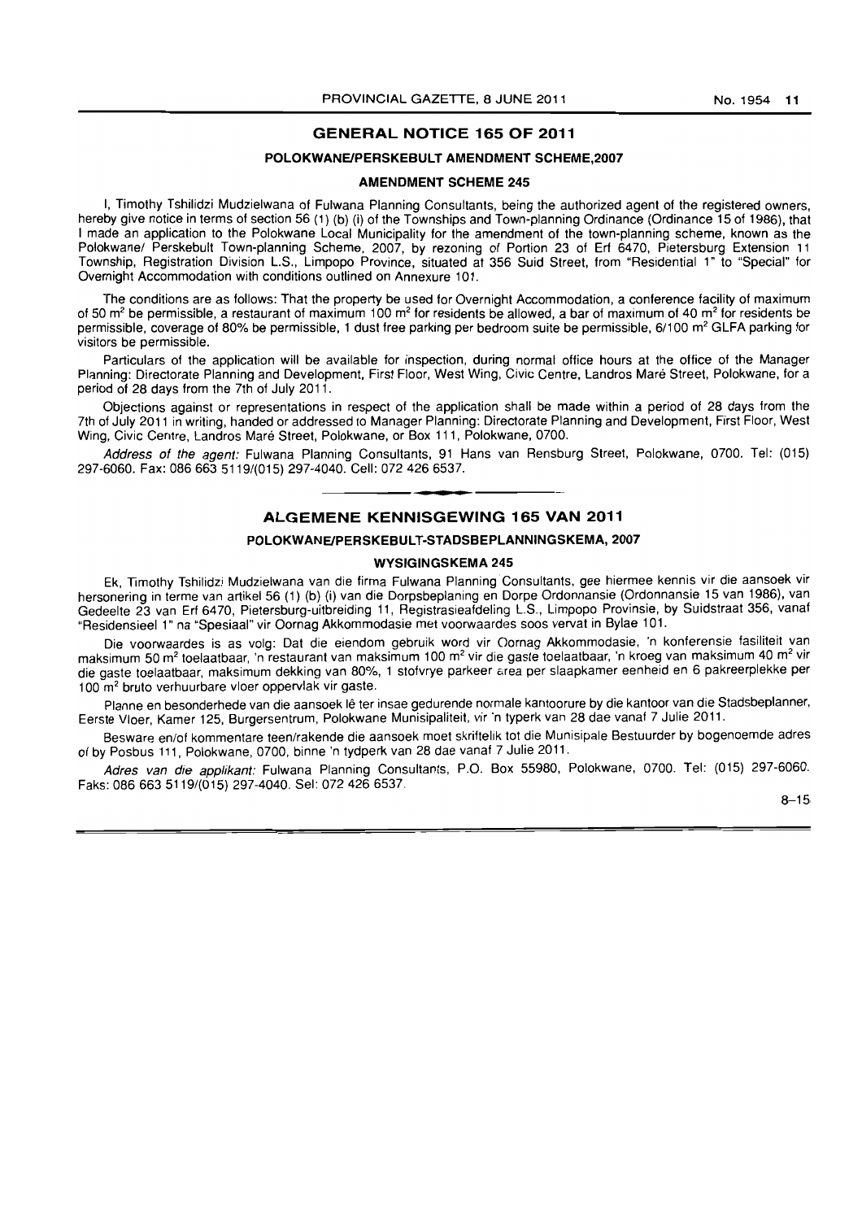## GENERAL NOTICE 165 OF 2011

### POLOKWANE/PERSKEBULT AMENDMENT SCHEME,2007

### AMENDMENT SCHEME 245

I, Timothy Tshilidzi Mudzielwana of Fulwana Planning Consultants, being the authorized agent of the registered owners, hereby give notice in terms of section 56 (1) (b) (i) of the Townships and Town-planning Ordinance (Ordinance 15 of 1986), that I made an application to the Polokwane Local Municipality for the amendment of the town-planning scheme, known as the Polokwane/ Perskebult Town-planning Scheme, 2007, by rezoning of Portion 23 of Erf 6470, Pietersburg Extension 11 Township, Registration Division L.S., Limpopo Province, situated at 356 Suid Street, from "Residential 1" to "Special" for Overnight Accommodation with conditions outlined on Annexure 101.

The conditions are as follows: That the property be used for Overnight Accommodation, a conference facility of maximum of 50 m² be permissible, a restaurant of maximum 100 m² for residents be allowed, a bar of maximum of 40 m² for residents be permissible, coverage of 80% be permissible, 1 dust free parking per bedroom suite be permissible, 6/100 m² GLFA parking for visitors be permissible.

Particulars of the application will be available for inspection, during normal office hours at the office of the Manager Planning: Directorate Planning and Development, First Floor, West Wing, Civic Centre, Landros Maré Street, Polokwane, for a period of 28 days from the 7th of July 2011.

Objections against or representations in respect of the application shall be made within a period of 28 days from the 7th of July 2011 in writing, handed or addressed to Manager Planning: Directorate Planning and Development, First Floor, West Wing, Civic Centre, Landros Maré Street, Polokwane, or Box 111, Polokwane, 0700.

*Address of the agent:* Fulwana Planning Consultants, 91 Hans van Rensburg Street, Polokwane, 0700. Tel: (015) 297-6060. Fax: 086 663 5119/(015) 297-4040. Cell: 072 426 6537.

## ALGEMENE KENNISGEWING 165 VAN 2011

### POLOKWANE/PERSKEBULT-STADSBEPLANNINGSKEMA, 2007

### WYSIGINGSKEMA 245

Ek, Timothy Tshilidzi Mudzielwana van die firma Fulwana Planning Consultants, gee hiermee kennis vir die aansoek vir hersonering in terme van artikel 56 (1) (b) (i) van die Dorpsbeplaning en Dorpe Ordonnansie (Ordonnansie 15 van 1986), van Gedeelte 23 van Erf 6470, Pietersburg-uitbreiding 11, Registrasieafdeling L.S., Limpopo Provinsie, by Suidstraat 356, vanaf "Residensieel 1" na "Spesiaal" vir Oornag Akkommodasie met voorwaardes soos vervat in Bylae 101.

Die voorwaardes is as volg: Dat die eiendom gebruik word vir Oornag Akkommodasie, 'n konferensie fasiliteit van maksimum 50 m² toelaatbaar, 'n restaurant van maksimum 100 m² vir die gaste toelaatbaar, 'n kroeg van maksimum 40 m² vir die gaste toelaatbaar, maksimum dekking van 80%, 1 stofvrye parkeer area per slaapkamer eenheid en 6 pakreerplekke per 100 m² bruto verhuurbare vloer oppervlak vir gaste.

Planne en besonderhede van die aansoek lê ter insae gedurende normale kantoorure by die kantoor van die Stadsbeplanner, Eerste Vloer, Kamer 125, Burgersentrum, Polokwane Munisipaliteit, vir 'n typerk van 28 dae vanaf 7 Julie 2011.

Besware en/of kommentare teen/rakende die aansoek moet skriftelik tot die Munisipale Bestuurder by bogenoemde adres of by Posbus 111, Polokwane, 0700, binne 'n tydperk van 28 dae vanaf 7 Julie 2011.

*Adres van die applikant:* Fulwana Planning Consultants, P.O. Box 55980, Polokwane, 0700. Tel: (015) 297-6060. Faks: 086 663 5119/(015) 297-4040. Sel: 072 426 6537.

8–15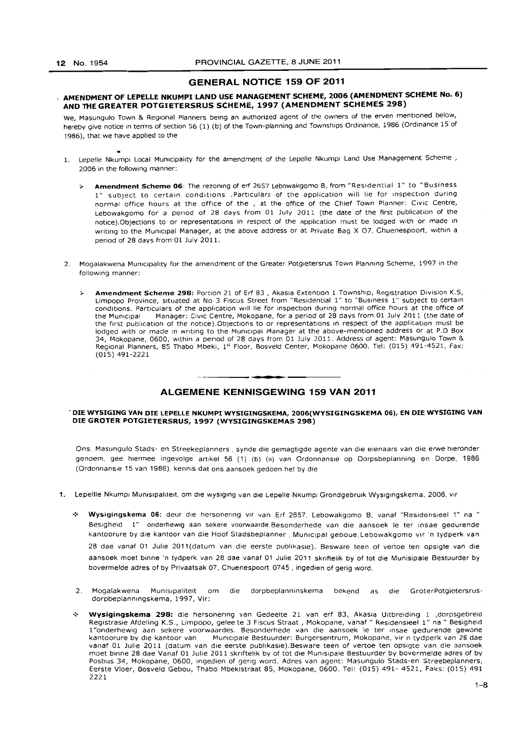## GENERAL NOTICE 159 OF 2011

### AMENDMENT OF LEPELLE NKUMPI LAND USE MANAGEMENT SCHEME, 2006 (AMENDMENT SCHEME No. 6) AND THE GREATER POTGIETERSRUS SCHEME, 1997 (AMENDMENT SCHEMES 298)

We, Masungulo Town & Regional Planners being an authorized agent of the owners of the erven mentioned below, hereby give notice in terms of section 56 (1) (b) of the Town-planning and Townships Ordinance, 1986 (Ordinance 15 of 1986), that we have applied to the

1. Lepelle Nkumpi Local Municipality for the amendment of the Lepelle Nkumpi Land Use Management Scheme , 2006 in the following manner:

   - **Amendment Scheme 06**: The rezoning of erf 2657 Lebowakgomo B, from "Residential 1" to "Business 1" subject to certain conditions .Particulars of the application will lie for inspection during normal office hours at the office of the , at the office of the Chief Town Planner: Civic Centre, Lebowakgomo for a period of 28 days from 01 July 2011 (the date of the first publication of the notice).Objections to or representations in respect of the application must be lodged with or made in writing to the Municipal Manager, at the above address or at Private Bag X 07, Chuenespoort, within a period of 28 days from 01 July 2011.

2. Mogalakwena Municipality for the amendment of the Greater Potgietersrus Town Planning Scheme, 1997 in the following manner:

   - **Amendment Scheme 298:** Portion 21 of Erf 83 , Akasia Extention 1 Township, Registration Division K.S, Limpopo Province, situated at No 3 Fiscus Street from "Residential 1" to "Business 1" subject to certain conditions. Particulars of the application will lie for inspection during normal office hours at the office of the Municipal Manager: Civic Centre, Mokopane, for a period of 28 days from 01 July 2011 (the date of the first publication of the notice).Objections to or representations in respect of the application must be lodged with or made in writing to the Municipal Manager at the above-mentioned address or at P.O Box 34, Mokopane, 0600, within a period of 28 days from 01 July 2011. Address of agent: Masungulo Town & Regional Planners, 85 Thabo Mbeki, 1st Floor, Bosveld Center, Mokopane 0600. Tel: (015) 491-4521, Fax: (015) 491-2221

---

## ALGEMENE KENNISGEWING 159 VAN 2011

### DIE WYSIGING VAN DIE LEPELLE NKUMPI WYSIGINGSKEMA, 2006(WYSIGINGSKEMA 06), EN DIE WYSIGING VAN DIE GROTER POTGIETERSRUS, 1997 (WYSIGINGSKEMAS 298)

Ons, Masungulo Stads- en Streekeplanners , synde die gemagtigde agente van die eienaars van die erwe hieronder genoem, gee hiermee ingevolge artikel 56 (1) (b) (ii) van Ordonnansie op Dorpsbeplanning en Dorpe, 1986 (Ordonnansie 15 van 1986), kennis dat ons aansoek gedoen het by die

1. Lepellle Nkumpi Munisipaliteit, om die wysiging van die Lepelle Nkumpi Grondgebruik Wysigingskema, 2006, vir

   - **Wysigingskema 06:** deur die hersonering vir van Erf 2657, Lebowakgomo B, vanaf "Residensieel 1" na " Besigheid 1" onderhewig aan sekere voorwaarde.Besonderhede van die aansoek le ter insae gedurende kantoorure by die kantoor van die Hoof Stadsbeplanner , Municipal geboue,Lebowakgomo vir 'n tydperk van 28 dae vanaf 01 Julie 2011(datum van die eerste publikasie). Besware teen of vertoe ten opsigte van die aansoek moet binne 'n tydperk van 28 dae vanaf 01 Julie 2011 skriftelik by of tot die Munisipale Bestuurder by bovermelde adres of by Privaatsak 07, Chuenespoort, 0745 , ingedien of gerig word.

2. Mogalakwena Munisipaliteit om die dorpbeplanninskema bekend as die GroterPotgietersrus-dorpbeplanningskema, 1997, Vir:

   - **Wysigingskema 298:** die hersonering van Gedeelte 21 van erf 83, Akasia Uitbreiding 1 ,dorpsgebreid Registrasie Afdeling K.S., Limpopo, gelee te 3 Fiscus Straat , Mokopane, vanaf " Residensieel 1" na " Besigheid 1"onderhewig aan sekere voorwaardes. Besonderhede van die aansoek le ter insae gedurende gewone kantoorure by die kantoor van Municipale Bestuurder: Burgersentrum, Mokopane, vir n tydperk van 28 dae vanaf 01 Julie 2011 (datum van die eerste publikasie).Besware teen of vertoe ten opsigte van die aansoek moet binne 28 dae Vanaf 01 Julie 2011 skriftelik by of tot die Munisipale Bestuurder by bovermelde adres of by Posbus 34, Mokopane, 0600, ingedien of gerig word. Adres van agent: Masungulo Stads-en Streebeplanners, Eerste Vloer, Bosveld Gebou, Thabo Mbekistraat 85, Mokopane, 0600. Tel: (015) 491- 4521, Faks: (015) 491 2221

1–8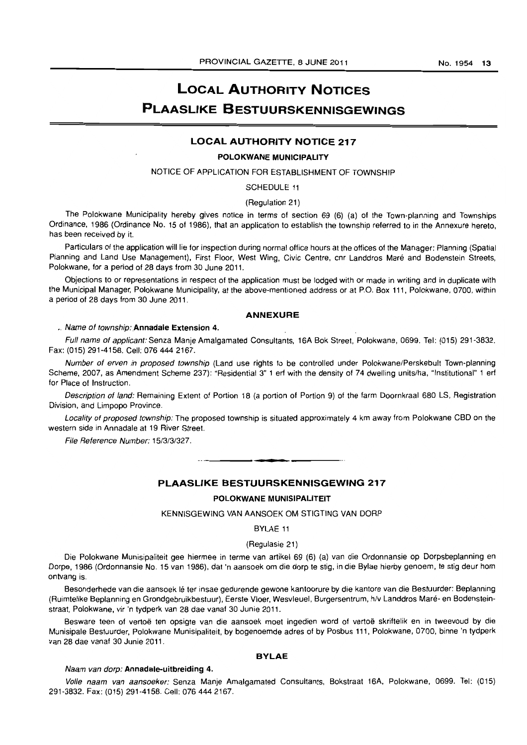# LOCAL AUTHORITY NOTICES

# PLAASLIKE BESTUURSKENNISGEWINGS

## LOCAL AUTHORITY NOTICE 217

### POLOKWANE MUNICIPALITY

NOTICE OF APPLICATION FOR ESTABLISHMENT OF TOWNSHIP

SCHEDULE 11

(Regulation 21)

The Polokwane Municipality hereby gives notice in terms of section 69 (6) (a) of the Town-planning and Townships Ordinance, 1986 (Ordinance No. 15 of 1986), that an application to establish the township referred to in the Annexure hereto, has been received by it.

Particulars of the application will lie for inspection during normal office hours at the offices of the Manager: Planning (Spatial Planning and Land Use Management), First Floor, West Wing, Civic Centre, cnr Landdros Maré and Bodenstein Streets, Polokwane, for a period of 28 days from 30 June 2011.

Objections to or representations in respect of the application must be lodged with or made in writing and in duplicate with the Municipal Manager, Polokwane Municipality, at the above-mentioned address or at P.O. Box 111, Polokwane, 0700, within a period of 28 days from 30 June 2011.

#### ANNEXURE

*Name of township:* **Annadale Extension 4.**

*Full name of applicant:* Senza Manje Amalgamated Consultants, 16A Bok Street, Polokwane, 0699. Tel: (015) 291-3832. Fax: (015) 291-4158. Cell: 076 444 2167.

*Number of erven in proposed township* (Land use rights to be controlled under Polokwane/Perskebult Town-planning Scheme, 2007, as Amendment Scheme 237): "Residential 3" 1 erf with the density of 74 dwelling units/ha, "Institutional" 1 erf for Place of Instruction.

*Description of land:* Remaining Extent of Portion 18 (a portion of Portion 9) of the farm Doornkraal 680 LS, Registration Division, and Limpopo Province.

*Locality of proposed township:* The proposed township is situated approximately 4 km away from Polokwane CBD on the western side in Annadale at 19 River Street.

*File Reference Number:* 15/3/3/327.

---

## PLAASLIKE BESTUURSKENNISGEWING 217

### POLOKWANE MUNISIPALITEIT

KENNISGEWING VAN AANSOEK OM STIGTING VAN DORP

BYLAE 11

(Regulasie 21)

Die Polokwane Munisipaliteit gee hiermee in terme van artikel 69 (6) (a) van die Ordonnansie op Dorpsbeplanning en Dorpe, 1986 (Ordonnansie No. 15 van 1986), dat 'n aansoek om die dorp te stig, in die Bylae hierby genoem, te stig deur hom ontvang is.

Besonderhede van die aansoek lê ter insae gedurende gewone kantoorure by die kantore van die Bestuurder: Beplanning (Ruimtelike Beplanning en Grondgebruikbestuur), Eerste Vloer, Wesvleuel, Burgersentrum, h/v Landdros Maré- en Bodensteinstraat, Polokwane, vir 'n tydperk van 28 dae vanaf 30 Junie 2011.

Besware teen of vertoë ten opsigte van die aansoek moet ingedien word of vertoë skriftelik en in tweevoud by die Munisipale Bestuurder, Polokwane Munisipaliteit, by bogenoemde adres of by Posbus 111, Polokwane, 0700, binne 'n tydperk van 28 dae vanaf 30 Junie 2011.

#### BYLAE

*Naam van dorp:* **Annadale-uitbreiding 4.**

*Volle naam van aansoeker:* Senza Manje Amalgamated Consultants, Bokstraat 16A, Polokwane, 0699. Tel: (015) 291-3832. Fax: (015) 291-4158. Cell: 076 444 2167.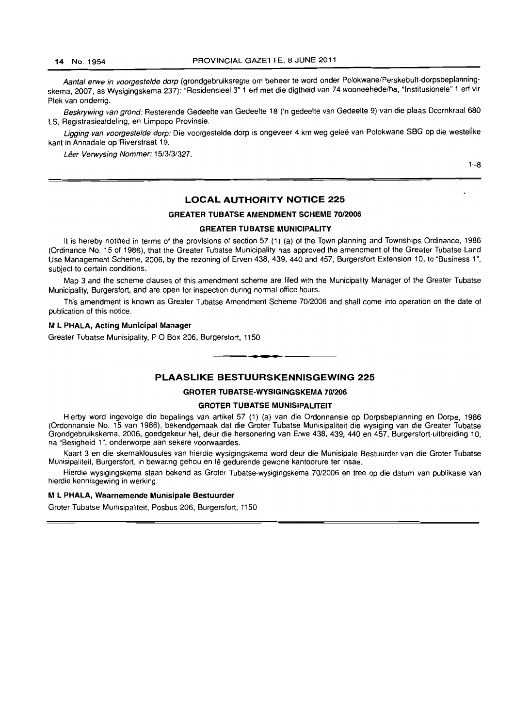*Aantal erwe in voorgestelde dorp* (grondgebruiksregte om beheer te word onder Polokwane/Perskebult-dorpsbeplanningskema, 2007, as Wysigingskema 237): "Residensieel 3" 1 erf met die digtheid van 74 wooneehede/ha, "Institusionele" 1 erf vir Plek van onderrig.

*Beskrywing van grond:* Resterende Gedeelte van Gedeelte 18 ('n gedeelte van Gedeelte 9) van die plaas Doornkraal 680 LS, Registrasieafdeling, en Limpopo Provinsie.

*Ligging van voorgestelde dorp:* Die voorgestelde dorp is ongeveer 4 km weg geleë van Polokwane SBG op die westelike kant in Annadale op Riverstraat 19.

*Lêer Verwysing Nommer:* 15/3/3/327.

1–8

## LOCAL AUTHORITY NOTICE 225

### GREATER TUBATSE AMENDMENT SCHEME 70/2006

### GREATER TUBATSE MUNICIPALITY

It is hereby notified in terms of the provisions of section 57 (1) (a) of the Town-planning and Townships Ordinance, 1986 (Ordinance No. 15 of 1986), that the Greater Tubatse Municipality has approved the amendment of the Greater Tubatse Land Use Management Scheme, 2006, by the rezoning of Erven 438, 439, 440 and 457, Burgersfort Extension 10, to "Business 1", subject to certain conditions.

Map 3 and the scheme clauses of this amendment scheme are filed with the Municipality Manager of the Greater Tubatse Municipality, Burgersfort, and are open for inspection during normal office hours.

This amendment is known as Greater Tubatse Amendment Scheme 70/2006 and shall come into operation on the date of publication of this notice.

**M L PHALA, Acting Municipal Manager**

Greater Tubatse Munisipality, P O Box 206, Burgersfort, 1150

## PLAASLIKE BESTUURSKENNISGEWING 225

### GROTER TUBATSE-WYSIGINGSKEMA 70/206

### GROTER TUBATSE MUNISIPALITEIT

Hierby word ingevolge die bepalings van artikel 57 (1) (a) van die Ordonnansie op Dorpsbeplanning en Dorpe, 1986 (Ordonnansie No. 15 van 1986), bekendgemaak dat die Groter Tubatse Munisipaliteit die wysiging van die Greater Tubatse Grondgebruikskema, 2006, goedgekeur het, deur die hersonering van Erwe 438, 439, 440 en 457, Burgersfort-uitbreiding 10, na "Besigheid 1", onderworpe aan sekere voorwaardes.

Kaart 3 en die skemaklousules van hierdie wysigingskema word deur die Munisipale Bestuurder van die Groter Tubatse Munisipaliteit, Burgersfort, in bewaring gehou en lê gedurende gewone kantoorure ter insae.

Hierdie wysigingskema staan bekend as Groter Tubatse-wysigingskema 70/2006 en tree op die datum van publikasie van hierdie kennisgewing in werking.

**M L PHALA, Waarnemende Munisipale Bestuurder**

Groter Tubatse Munisipaliteit, Posbus 206, Burgersfort, 1150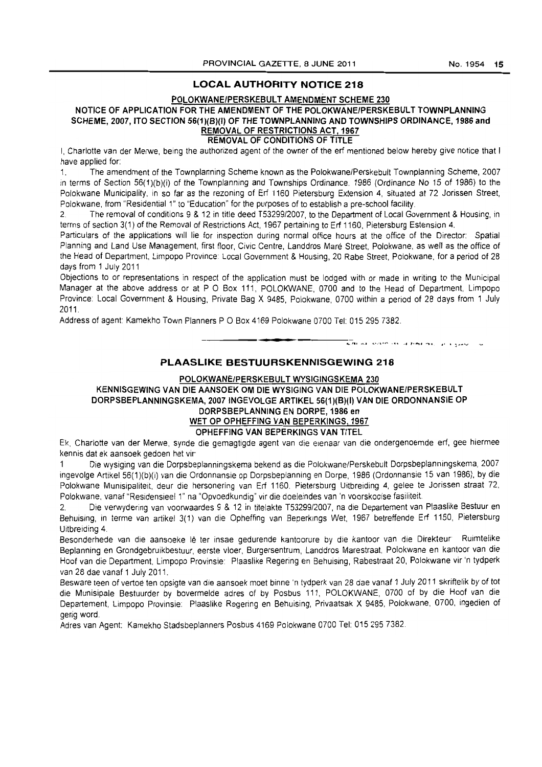## LOCAL AUTHORITY NOTICE 218

**POLOKWANE/PERSKEBULT AMENDMENT SCHEME 230**

**NOTICE OF APPLICATION FOR THE AMENDMENT OF THE POLOKWANE/PERSKEBULT TOWNPLANNING SCHEME, 2007, ITO SECTION 56(1)(B)(I) OF THE TOWNPLANNING AND TOWNSHIPS ORDINANCE, 1986 and REMOVAL OF RESTRICTIONS ACT, 1967**

**REMOVAL OF CONDITIONS OF TITLE**

I, Charlotte van der Merwe, being the authorized agent of the owner of the erf mentioned below hereby give notice that I have applied for:

1. The amendment of the Townplanning Scheme known as the Polokwane/Perskebult Townplanning Scheme, 2007 in terms of Section 56(1)(b)(i) of the Townplanning and Townships Ordinance, 1986 (Ordinance No 15 of 1986) to the Polokwane Municipality, in so far as the rezoning of Erf 1160 Pietersburg Extension 4, situated at 72 Jorissen Street, Polokwane, from "Residential 1" to "Education" for the purposes of to establish a pre-school facility.
2. The removal of conditions 9 & 12 in title deed T53299/2007, to the Department of Local Government & Housing, in terms of section 3(1) of the Removal of Restrictions Act, 1967 pertaining to Erf 1160, Pietersburg Estension 4.

Particulars of the applications will lie for inspection during normal office hours at the office of the Director: Spatial Planning and Land Use Management, first floor, Civic Centre, Landdros Maré Street, Polokwane, as well as the office of the Head of Department, Limpopo Province: Local Government & Housing, 20 Rabe Street, Polokwane, for a period of 28 days from 1 July 2011

Objections to or representations in respect of the application must be lodged with or made in writing to the Municipal Manager at the above address or at P O Box 111, POLOKWANE, 0700 and to the Head of Department, Limpopo Province: Local Government & Housing, Private Bag X 9485, Polokwane, 0700 within a period of 28 days from 1 July 2011.

Address of agent: Kamekho Town Planners P O Box 4169 Polokwane 0700 Tel: 015 295 7382.

---

## PLAASLIKE BESTUURSKENNISGEWING 218

**POLOKWANE/PERSKEBULT WYSIGINGSKEMA 230**

**KENNISGEWING VAN DIE AANSOEK OM DIE WYSIGING VAN DIE POLOKWANE/PERSKEBULT DORPSBEPLANNINGSKEMA, 2007 INGEVOLGE ARTIKEL 56(1)(B)(I) VAN DIE ORDONNANSIE OP DORPSBEPLANNING EN DORPE, 1986 en WET OP OPHEFFING VAN BEPERKINGS, 1967**

**OPHEFFING VAN BEPERKINGS VAN TITEL**

Ek, Charlotte van der Merwe, synde die gemagtigde agent van die eienaar van die ondergenoemde erf, gee hiermee kennis dat ek aansoek gedoen het vir:

1. Die wysiging van die Dorpsbeplanningskema bekend as die Polokwane/Perskebult Dorpsbeplanningskema, 2007 ingevolge Artikel 56(1)(b)(i) van die Ordonnansie op Dorpsbeplanning en Dorpe, 1986 (Ordonnansie 15 van 1986), by die Polokwane Munisipaliteit, deur die hersonering van Erf 1160, Pietersburg Uitbreiding 4, gelee te Jorissen straat 72, Polokwane, vanaf "Residensieel 1" na "Opvoedkundig" vir die doeleindes van 'n voorskoolse fasiliteit.
2. Die verwydering van voorwaardes 9 & 12 in titelakte T53299/2007, na die Departement van Plaaslike Bestuur en Behuising, in terme van artikel 3(1) van die Opheffing van Beperkings Wet, 1967 betreffende Erf 1160, Pietersburg Uitbreiding 4.

Besonderhede van die aansoeke lê ter insae gedurende kantoorure by die kantoor van die Direkteur: Ruimtelike Beplanning en Grondgebruikbestuur, eerste vloer, Burgersentrum, Landdros Marestraat, Polokwane en kantoor van die Hoof van die Department, Limpopo Provinsie: Plaaslike Regering en Behuising, Rabestraat 20, Polokwane vir 'n tydperk van 28 dae vanaf 1 July 2011.

Besware teen of vertoe ten opsigte van die aansoek moet binne 'n tydperk van 28 dae vanaf 1 July 2011 skriftelik by of tot die Munisipale Bestuurder by bovermelde adres of by Posbus 111, POLOKWANE, 0700 of by die Hoof van die Departement, Limpopo Provinsie: Plaaslike Regering en Behuising, Privaatsak X 9485, Polokwane, 0700, ingedien of gerig word.

Adres van Agent: Kamekho Stadsbeplanners Posbus 4169 Polokwane 0700 Tel: 015 295 7382.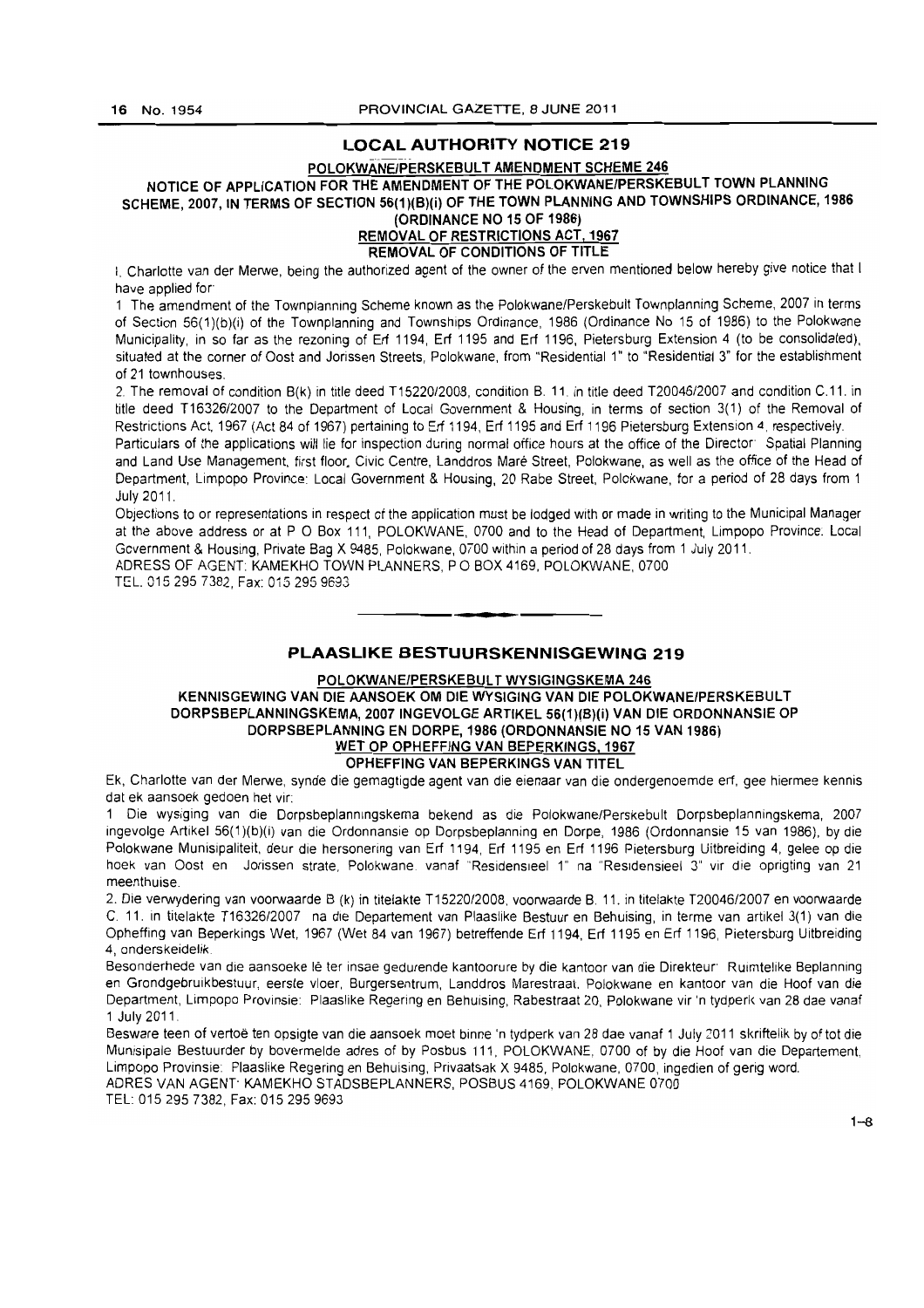## LOCAL AUTHORITY NOTICE 219

### POLOKWANE/PERSKEBULT AMENDMENT SCHEME 246

### NOTICE OF APPLICATION FOR THE AMENDMENT OF THE POLOKWANE/PERSKEBULT TOWN PLANNING SCHEME, 2007, IN TERMS OF SECTION 56(1)(B)(i) OF THE TOWN PLANNING AND TOWNSHIPS ORDINANCE, 1986 (ORDINANCE NO 15 OF 1986)

### REMOVAL OF RESTRICTIONS ACT, 1967

### REMOVAL OF CONDITIONS OF TITLE

I, Charlotte van der Merwe, being the authorized agent of the owner of the erven mentioned below hereby give notice that I have applied for:

1 The amendment of the Townplanning Scheme known as the Polokwane/Perskebult Townplanning Scheme, 2007 in terms of Section 56(1)(b)(i) of the Townplanning and Townships Ordinance, 1986 (Ordinance No 15 of 1986) to the Polokwane Municipality, in so far as the rezoning of Erf 1194, Erf 1195 and Erf 1196, Pietersburg Extension 4 (to be consolidated), situated at the corner of Oost and Jorissen Streets, Polokwane, from "Residential 1" to "Residential 3" for the establishment of 21 townhouses.

2. The removal of condition B(k) in title deed T15220/2008, condition B. 11. in title deed T20046/2007 and condition C.11. in title deed T16326/2007 to the Department of Local Government & Housing, in terms of section 3(1) of the Removal of Restrictions Act, 1967 (Act 84 of 1967) pertaining to Erf 1194, Erf 1195 and Erf 1196 Pietersburg Extension 4, respectively.

Particulars of the applications will lie for inspection during normal office hours at the office of the Director: Spatial Planning and Land Use Management, first floor, Civic Centre, Landdros Maré Street, Polokwane, as well as the office of the Head of Department, Limpopo Province: Local Government & Housing, 20 Rabe Street, Polokwane, for a period of 28 days from 1 July 2011.

Objections to or representations in respect of the application must be lodged with or made in writing to the Municipal Manager at the above address or at P O Box 111, POLOKWANE, 0700 and to the Head of Department, Limpopo Province: Local Government & Housing, Private Bag X 9485, Polokwane, 0700 within a period of 28 days from 1 July 2011.

ADRESS OF AGENT: KAMEKHO TOWN PLANNERS, P O BOX 4169, POLOKWANE, 0700

TEL. 015 295 7382, Fax: 015 295 9693

---

## PLAASLIKE BESTUURSKENNISGEWING 219

### POLOKWANE/PERSKEBULT WYSIGINGSKEMA 246

### KENNISGEWING VAN DIE AANSOEK OM DIE WYSIGING VAN DIE POLOKWANE/PERSKEBULT DORPSBEPLANNINGSKEMA, 2007 INGEVOLGE ARTIKEL 56(1)(B)(i) VAN DIE ORDONNANSIE OP DORPSBEPLANNING EN DORPE, 1986 (ORDONNANSIE NO 15 VAN 1986)

### WET OP OPHEFFING VAN BEPERKINGS, 1967

### OPHEFFING VAN BEPERKINGS VAN TITEL

Ek, Charlotte van der Merwe, synde die gemagtigde agent van die eienaar van die ondergenoemde erf, gee hiermee kennis dat ek aansoek gedoen het vir:

1 Die wysiging van die Dorpsbeplanningskema bekend as die Polokwane/Perskebult Dorpsbeplanningskema, 2007 ingevolge Artikel 56(1)(b)(i) van die Ordonnansie op Dorpsbeplanning en Dorpe, 1986 (Ordonnansie 15 van 1986), by die Polokwane Munisipaliteit, deur die hersonering van Erf 1194, Erf 1195 en Erf 1196 Pietersburg Uitbreiding 4, gelee op die hoek van Oost en Jorissen strate, Polokwane. vanaf "Residensieel 1" na "Residensieel 3" vir die oprigting van 21 meenthuise.

2. Die verwydering van voorwaarde B (k) in titelakte T15220/2008, voorwaarde B. 11. in titelakte T20046/2007 en voorwaarde C. 11. in titelakte T16326/2007 na die Departement van Plaaslike Bestuur en Behuising, in terme van artikel 3(1) van die Opheffing van Beperkings Wet, 1967 (Wet 84 van 1967) betreffende Erf 1194, Erf 1195 en Erf 1196, Pietersburg Uitbreiding 4, onderskeidelik.

Besonderhede van die aansoeke lê ter insae gedurende kantoorure by die kantoor van die Direkteur: Ruimtelike Beplanning en Grondgebruikbestuur, eerste vloer, Burgersentrum, Landdros Marestraat, Polokwane en kantoor van die Hoof van die Department, Limpopo Provinsie: Plaaslike Regering en Behuising, Rabestraat 20, Polokwane vir 'n tydperk van 28 dae vanaf 1 July 2011.

Besware teen of vertoë ten opsigte van die aansoek moet binne 'n tydperk van 28 dae vanaf 1 July 2011 skriftelik by of tot die Munisipale Bestuurder by bovermelde adres of by Posbus 111, POLOKWANE, 0700 of by die Hoof van die Departement, Limpopo Provinsie: Plaaslike Regering en Behuising, Privaatsak X 9485, Polokwane, 0700, ingedien of gerig word.

ADRES VAN AGENT: KAMEKHO STADSBEPLANNERS, POSBUS 4169, POLOKWANE 0700

TEL: 015 295 7382, Fax: 015 295 9693

1–8